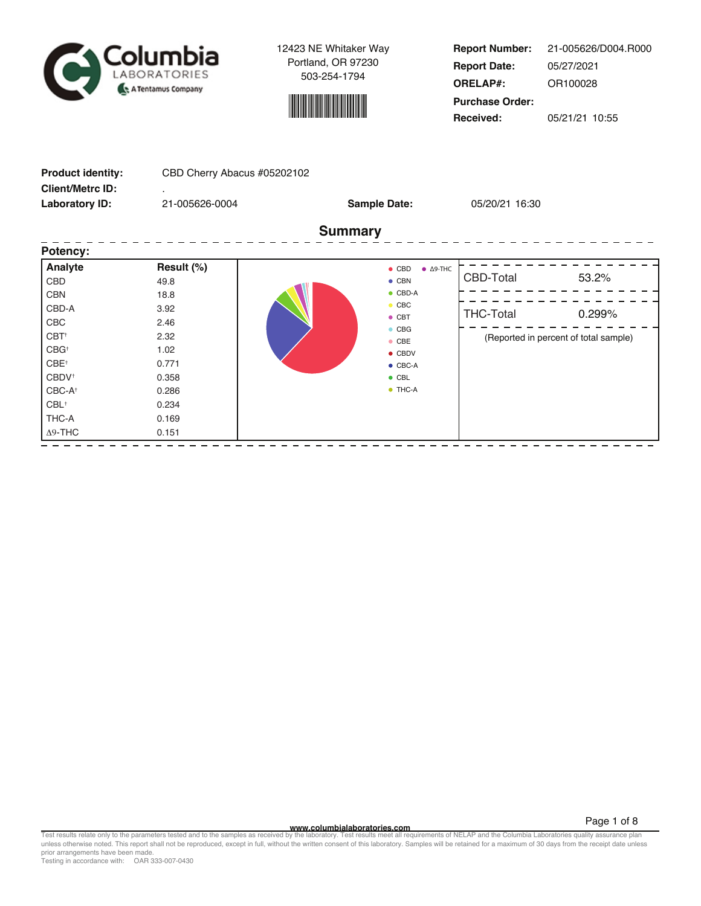Columbia LABORATORIES A Tentamus Company

12423 NE Whitaker Way
Portland, OR 97230
503-254-1794

| | |
|---|---|
| **Report Number:** | 21-005626/D004.R000 |
| **Report Date:** | 05/27/2021 |
| **ORELAP#:** | OR100028 |
| **Purchase Order:** | |
| **Received:** | 05/21/21 10:55 |

| | | | |
|---|---|---|---|
| **Product identity:** | CBD Cherry Abacus #05202102 | | |
| **Client/Metrc ID:** | . | | |
| **Laboratory ID:** | 21-005626-0004 | **Sample Date:** | 05/20/21 16:30 |

## Summary

**Potency:**

| Analyte | Result (%) |
|---|---|
| CBD | 49.8 |
| CBN | 18.8 |
| CBD-A | 3.92 |
| CBC | 2.46 |
| CBT† | 2.32 |
| CBG† | 1.02 |
| CBE† | 0.771 |
| CBDV† | 0.358 |
| CBC-A† | 0.286 |
| CBL† | 0.234 |
| THC-A | 0.169 |
| Δ9-THC | 0.151 |

| | |
|---|---|
| CBD-Total | 53.2% |
| THC-Total | 0.299% |

(Reported in percent of total sample)

www.columbialaboratories.com

Test results relate only to the parameters tested and to the samples as received by the laboratory. Test results meet all requirements of NELAP and the Columbia Laboratories quality assurance plan unless otherwise noted. This report shall not be reproduced, except in full, without the written consent of this laboratory. Samples will be retained for a maximum of 30 days from the receipt date unless prior arrangements have been made.
Testing in accordance with: OAR 333-007-0430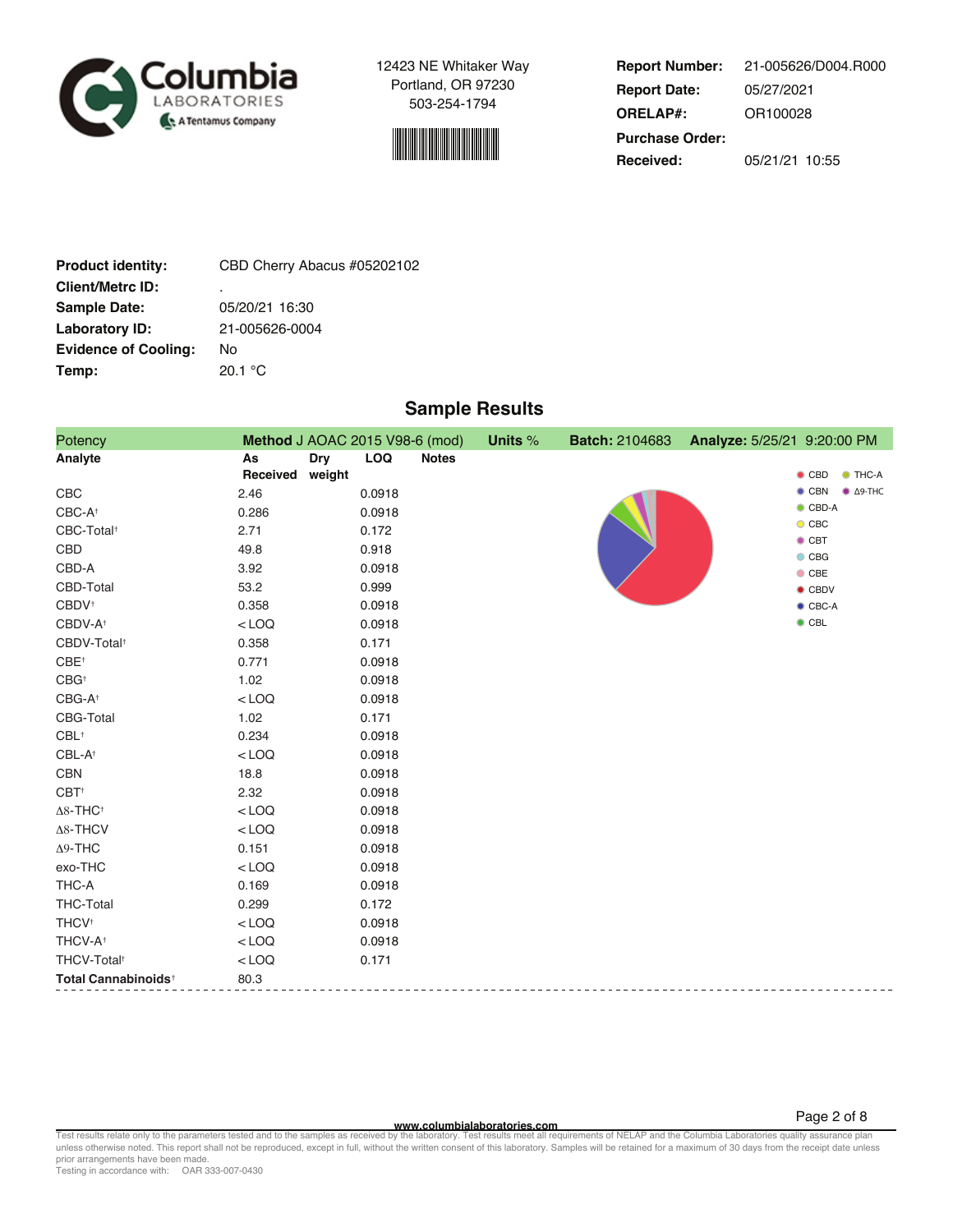**Columbia LABORATORIES** A Tentamus Company

12423 NE Whitaker Way
Portland, OR 97230
503-254-1794

| | |
|---|---|
| **Report Number:** | 21-005626/D004.R000 |
| **Report Date:** | 05/27/2021 |
| **ORELAP#:** | OR100028 |
| **Purchase Order:** | |
| **Received:** | 05/21/21 10:55 |

| | |
|---|---|
| **Product identity:** | CBD Cherry Abacus #05202102 |
| **Client/Metrc ID:** | . |
| **Sample Date:** | 05/20/21 16:30 |
| **Laboratory ID:** | 21-005626-0004 |
| **Evidence of Cooling:** | No |
| **Temp:** | 20.1 °C |

## Sample Results

**Potency** | **Method** J AOAC 2015 V98-6 (mod) | **Units** % | **Batch:** 2104683 | **Analyze:** 5/25/21 9:20:00 PM

| Analyte | As Received | Dry weight | LOQ | Notes |
|---|---|---|---|---|
| CBC | 2.46 | | 0.0918 | |
| CBC-A† | 0.286 | | 0.0918 | |
| CBC-Total† | 2.71 | | 0.172 | |
| CBD | 49.8 | | 0.918 | |
| CBD-A | 3.92 | | 0.0918 | |
| CBD-Total | 53.2 | | 0.999 | |
| CBDV† | 0.358 | | 0.0918 | |
| CBDV-A† | <LOQ | | 0.0918 | |
| CBDV-Total† | 0.358 | | 0.171 | |
| CBE† | 0.771 | | 0.0918 | |
| CBG† | 1.02 | | 0.0918 | |
| CBG-A† | <LOQ | | 0.0918 | |
| CBG-Total | 1.02 | | 0.171 | |
| CBL† | 0.234 | | 0.0918 | |
| CBL-A† | <LOQ | | 0.0918 | |
| CBN | 18.8 | | 0.0918 | |
| CBT† | 2.32 | | 0.0918 | |
| Δ8-THC† | <LOQ | | 0.0918 | |
| Δ8-THCV | <LOQ | | 0.0918 | |
| Δ9-THC | 0.151 | | 0.0918 | |
| exo-THC | <LOQ | | 0.0918 | |
| THC-A | 0.169 | | 0.0918 | |
| THC-Total | 0.299 | | 0.172 | |
| THCV† | <LOQ | | 0.0918 | |
| THCV-A† | <LOQ | | 0.0918 | |
| THCV-Total† | <LOQ | | 0.171 | |
| **Total Cannabinoids†** | 80.3 | | | |

Legend: CBD, THC-A, CBN, Δ9-THC, CBD-A, CBC, CBT, CBG, CBE, CBDV, CBC-A, CBL

www.columbialaboratories.com

Test results relate only to the parameters tested and to the samples as received by the laboratory. Test results meet all requirements of NELAP and the Columbia Laboratories quality assurance plan unless otherwise noted. This report shall not be reproduced, except in full, without the written consent of this laboratory. Samples will be retained for a maximum of 30 days from the receipt date unless prior arrangements have been made.
Testing in accordance with: OAR 333-007-0430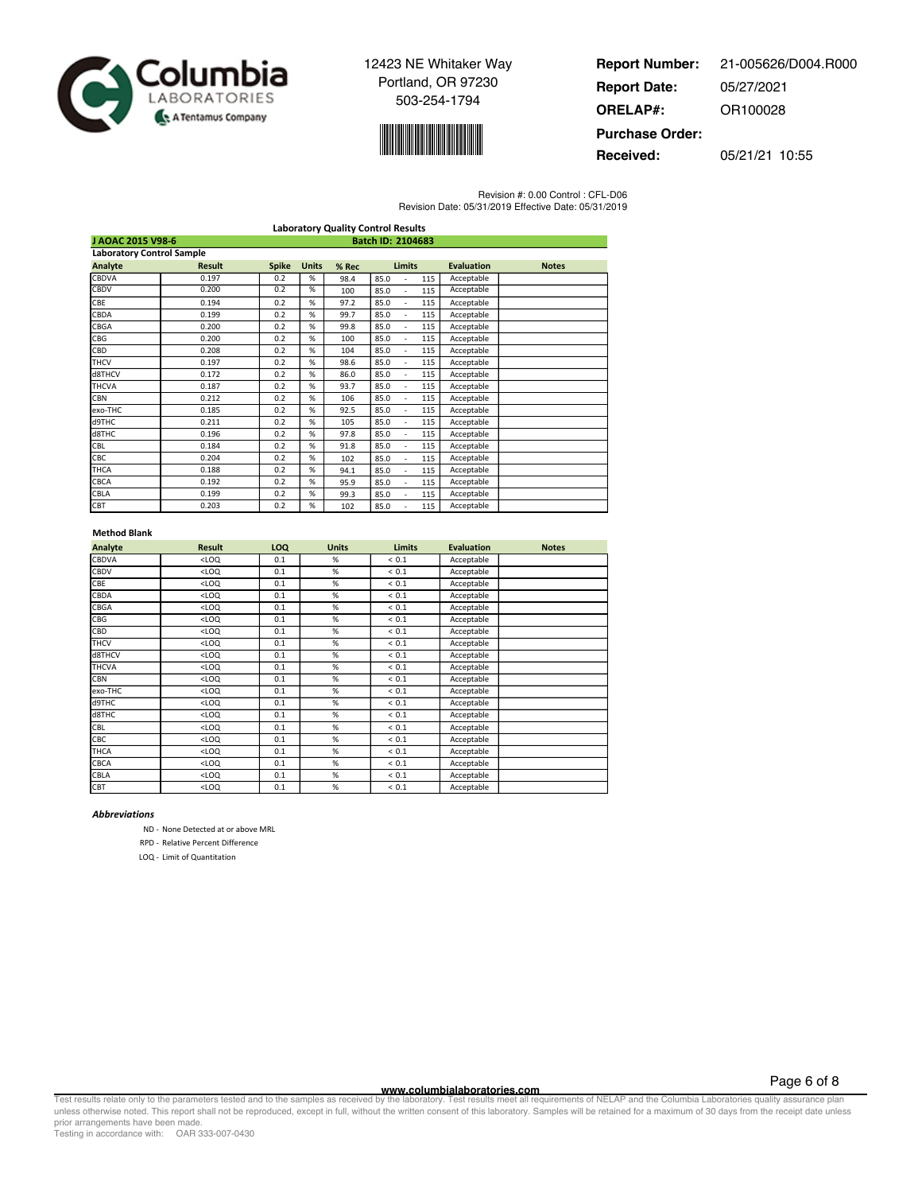Columbia LABORATORIES
A Tentamus Company

12423 NE Whitaker Way
Portland, OR 97230
503-254-1794

**Report Number:** 21-005626/D004.R000
**Report Date:** 05/27/2021
**ORELAP#:** OR100028
**Purchase Order:**
**Received:** 05/21/21 10:55

Revision #: 0.00 Control : CFL-D06
Revision Date: 05/31/2019 Effective Date: 05/31/2019

## Laboratory Quality Control Results

**J AOAC 2015 V98-6** — **Batch ID: 2104683**

### Laboratory Control Sample

| Analyte | Result | Spike | Units | % Rec | Limits | Evaluation | Notes |
|---|---|---|---|---|---|---|---|
| CBDVA | 0.197 | 0.2 | % | 98.4 | 85.0 - 115 | Acceptable | |
| CBDV | 0.200 | 0.2 | % | 100 | 85.0 - 115 | Acceptable | |
| CBE | 0.194 | 0.2 | % | 97.2 | 85.0 - 115 | Acceptable | |
| CBDA | 0.199 | 0.2 | % | 99.7 | 85.0 - 115 | Acceptable | |
| CBGA | 0.200 | 0.2 | % | 99.8 | 85.0 - 115 | Acceptable | |
| CBG | 0.200 | 0.2 | % | 100 | 85.0 - 115 | Acceptable | |
| CBD | 0.208 | 0.2 | % | 104 | 85.0 - 115 | Acceptable | |
| THCV | 0.197 | 0.2 | % | 98.6 | 85.0 - 115 | Acceptable | |
| d8THCV | 0.172 | 0.2 | % | 86.0 | 85.0 - 115 | Acceptable | |
| THCVA | 0.187 | 0.2 | % | 93.7 | 85.0 - 115 | Acceptable | |
| CBN | 0.212 | 0.2 | % | 106 | 85.0 - 115 | Acceptable | |
| exo-THC | 0.185 | 0.2 | % | 92.5 | 85.0 - 115 | Acceptable | |
| d9THC | 0.211 | 0.2 | % | 105 | 85.0 - 115 | Acceptable | |
| d8THC | 0.196 | 0.2 | % | 97.8 | 85.0 - 115 | Acceptable | |
| CBL | 0.184 | 0.2 | % | 91.8 | 85.0 - 115 | Acceptable | |
| CBC | 0.204 | 0.2 | % | 102 | 85.0 - 115 | Acceptable | |
| THCA | 0.188 | 0.2 | % | 94.1 | 85.0 - 115 | Acceptable | |
| CBCA | 0.192 | 0.2 | % | 95.9 | 85.0 - 115 | Acceptable | |
| CBLA | 0.199 | 0.2 | % | 99.3 | 85.0 - 115 | Acceptable | |
| CBT | 0.203 | 0.2 | % | 102 | 85.0 - 115 | Acceptable | |

### Method Blank

| Analyte | Result | LOQ | Units | Limits | Evaluation | Notes |
|---|---|---|---|---|---|---|
| CBDVA | <LOQ | 0.1 | % | < 0.1 | Acceptable | |
| CBDV | <LOQ | 0.1 | % | < 0.1 | Acceptable | |
| CBE | <LOQ | 0.1 | % | < 0.1 | Acceptable | |
| CBDA | <LOQ | 0.1 | % | < 0.1 | Acceptable | |
| CBGA | <LOQ | 0.1 | % | < 0.1 | Acceptable | |
| CBG | <LOQ | 0.1 | % | < 0.1 | Acceptable | |
| CBD | <LOQ | 0.1 | % | < 0.1 | Acceptable | |
| THCV | <LOQ | 0.1 | % | < 0.1 | Acceptable | |
| d8THCV | <LOQ | 0.1 | % | < 0.1 | Acceptable | |
| THCVA | <LOQ | 0.1 | % | < 0.1 | Acceptable | |
| CBN | <LOQ | 0.1 | % | < 0.1 | Acceptable | |
| exo-THC | <LOQ | 0.1 | % | < 0.1 | Acceptable | |
| d9THC | <LOQ | 0.1 | % | < 0.1 | Acceptable | |
| d8THC | <LOQ | 0.1 | % | < 0.1 | Acceptable | |
| CBL | <LOQ | 0.1 | % | < 0.1 | Acceptable | |
| CBC | <LOQ | 0.1 | % | < 0.1 | Acceptable | |
| THCA | <LOQ | 0.1 | % | < 0.1 | Acceptable | |
| CBCA | <LOQ | 0.1 | % | < 0.1 | Acceptable | |
| CBLA | <LOQ | 0.1 | % | < 0.1 | Acceptable | |
| CBT | <LOQ | 0.1 | % | < 0.1 | Acceptable | |

### *Abbreviations*

ND - None Detected at or above MRL

RPD - Relative Percent Difference

LOQ - Limit of Quantitation

www.columbialaboratories.com

Test results relate only to the parameters tested and to the samples as received by the laboratory. Test results meet all requirements of NELAP and the Columbia Laboratories quality assurance plan unless otherwise noted. This report shall not be reproduced, except in full, without the written consent of this laboratory. Samples will be retained for a maximum of 30 days from the receipt date unless prior arrangements have been made.
Testing in accordance with: OAR 333-007-0430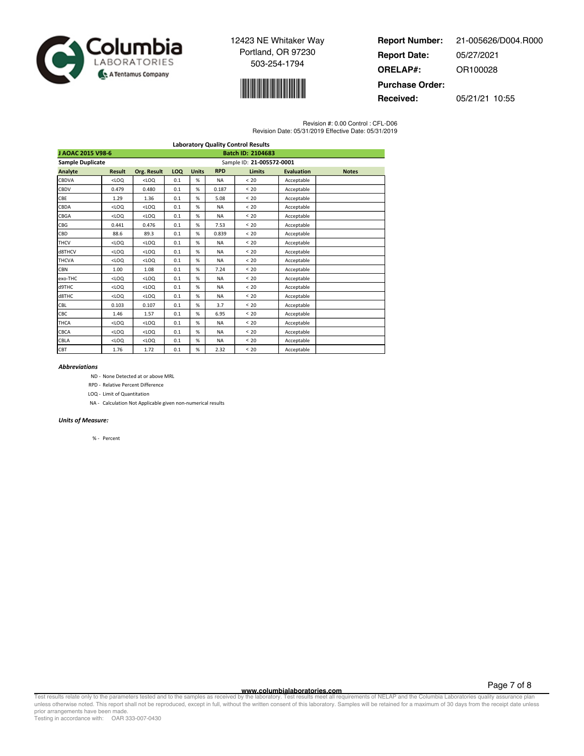12423 NE Whitaker Way
Portland, OR 97230
503-254-1794

**Report Number:** 21-005626/D004.R000
**Report Date:** 05/27/2021
**ORELAP#:** OR100028
**Purchase Order:**
**Received:** 05/21/21 10:55

Revision #: 0.00 Control : CFL-D06
Revision Date: 05/31/2019 Effective Date: 05/31/2019

## Laboratory Quality Control Results

**J AOAC 2015 V98-6** — **Batch ID: 2104683**

**Sample Duplicate** — Sample ID: **21-005572-0001**

| Analyte | Result | Org. Result | LOQ | Units | RPD | Limits | Evaluation | Notes |
|---|---|---|---|---|---|---|---|---|
| CBDVA | <LOQ | <LOQ | 0.1 | % | NA | < 20 | Acceptable | |
| CBDV | 0.479 | 0.480 | 0.1 | % | 0.187 | < 20 | Acceptable | |
| CBE | 1.29 | 1.36 | 0.1 | % | 5.08 | < 20 | Acceptable | |
| CBDA | <LOQ | <LOQ | 0.1 | % | NA | < 20 | Acceptable | |
| CBGA | <LOQ | <LOQ | 0.1 | % | NA | < 20 | Acceptable | |
| CBG | 0.441 | 0.476 | 0.1 | % | 7.53 | < 20 | Acceptable | |
| CBD | 88.6 | 89.3 | 0.1 | % | 0.839 | < 20 | Acceptable | |
| THCV | <LOQ | <LOQ | 0.1 | % | NA | < 20 | Acceptable | |
| d8THCV | <LOQ | <LOQ | 0.1 | % | NA | < 20 | Acceptable | |
| THCVA | <LOQ | <LOQ | 0.1 | % | NA | < 20 | Acceptable | |
| CBN | 1.00 | 1.08 | 0.1 | % | 7.24 | < 20 | Acceptable | |
| exo-THC | <LOQ | <LOQ | 0.1 | % | NA | < 20 | Acceptable | |
| d9THC | <LOQ | <LOQ | 0.1 | % | NA | < 20 | Acceptable | |
| d8THC | <LOQ | <LOQ | 0.1 | % | NA | < 20 | Acceptable | |
| CBL | 0.103 | 0.107 | 0.1 | % | 3.7 | < 20 | Acceptable | |
| CBC | 1.46 | 1.57 | 0.1 | % | 6.95 | < 20 | Acceptable | |
| THCA | <LOQ | <LOQ | 0.1 | % | NA | < 20 | Acceptable | |
| CBCA | <LOQ | <LOQ | 0.1 | % | NA | < 20 | Acceptable | |
| CBLA | <LOQ | <LOQ | 0.1 | % | NA | < 20 | Acceptable | |
| CBT | 1.76 | 1.72 | 0.1 | % | 2.32 | < 20 | Acceptable | |

***Abbreviations***

- ND - None Detected at or above MRL
- RPD - Relative Percent Difference
- LOQ - Limit of Quantitation
- NA - Calculation Not Applicable given non-numerical results

***Units of Measure:***

- % - Percent

**www.columbialaboratories.com**

Test results relate only to the parameters tested and to the samples as received by the laboratory. Test results meet all requirements of NELAP and the Columbia Laboratories quality assurance plan unless otherwise noted. This report shall not be reproduced, except in full, without the written consent of this laboratory. Samples will be retained for a maximum of 30 days from the receipt date unless prior arrangements have been made.
Testing in accordance with: OAR 333-007-0430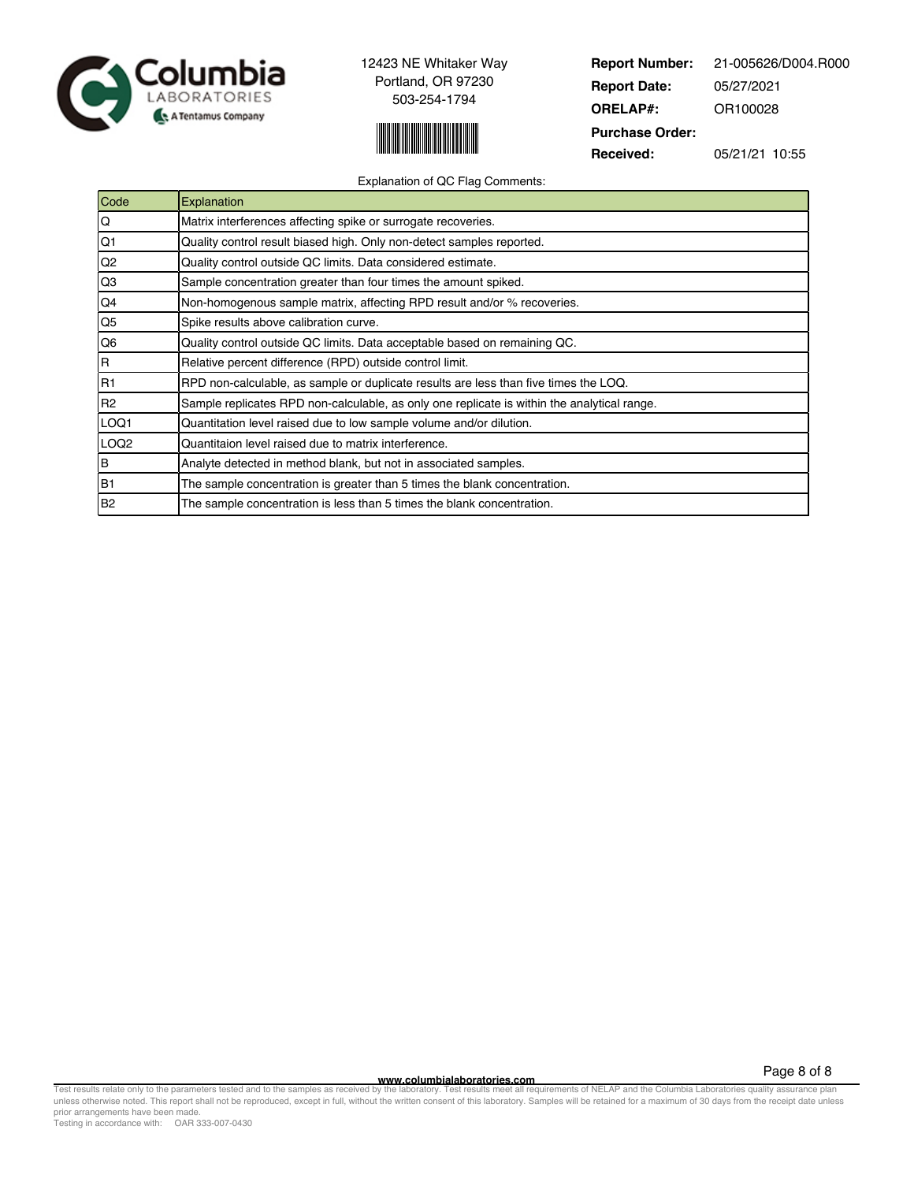12423 NE Whitaker Way
Portland, OR 97230
503-254-1794

**Report Number:** 21-005626/D004.R000
**Report Date:** 05/27/2021
**ORELAP#:** OR100028
**Purchase Order:**
**Received:** 05/21/21 10:55

Explanation of QC Flag Comments:

| Code | Explanation |
|---|---|
| Q | Matrix interferences affecting spike or surrogate recoveries. |
| Q1 | Quality control result biased high. Only non-detect samples reported. |
| Q2 | Quality control outside QC limits. Data considered estimate. |
| Q3 | Sample concentration greater than four times the amount spiked. |
| Q4 | Non-homogenous sample matrix, affecting RPD result and/or % recoveries. |
| Q5 | Spike results above calibration curve. |
| Q6 | Quality control outside QC limits. Data acceptable based on remaining QC. |
| R | Relative percent difference (RPD) outside control limit. |
| R1 | RPD non-calculable, as sample or duplicate results are less than five times the LOQ. |
| R2 | Sample replicates RPD non-calculable, as only one replicate is within the analytical range. |
| LOQ1 | Quantitation level raised due to low sample volume and/or dilution. |
| LOQ2 | Quantitaion level raised due to matrix interference. |
| B | Analyte detected in method blank, but not in associated samples. |
| B1 | The sample concentration is greater than 5 times the blank concentration. |
| B2 | The sample concentration is less than 5 times the blank concentration. |

www.columbialaboratories.com

Test results relate only to the parameters tested and to the samples as received by the laboratory. Test results meet all requirements of NELAP and the Columbia Laboratories quality assurance plan unless otherwise noted. This report shall not be reproduced, except in full, without the written consent of this laboratory. Samples will be retained for a maximum of 30 days from the receipt date unless prior arrangements have been made.
Testing in accordance with: OAR 333-007-0430